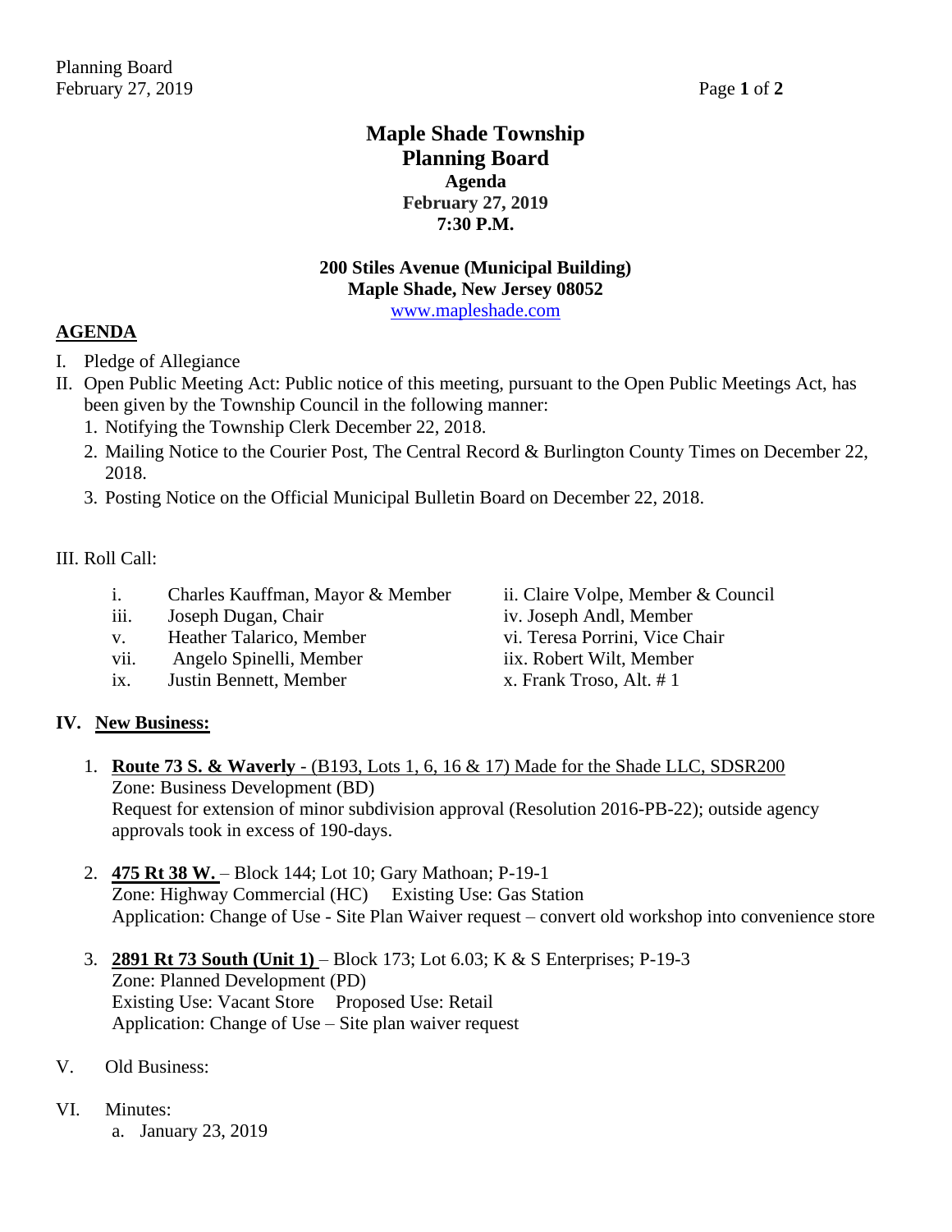# Maple Shade Township
# Planning Board
## Agenda
## February 27, 2019
## 7:30 P.M.

**200 Stiles Avenue (Municipal Building)**
**Maple Shade, New Jersey 08052**
www.mapleshade.com

## AGENDA

I. Pledge of Allegiance

II. Open Public Meeting Act: Public notice of this meeting, pursuant to the Open Public Meetings Act, has been given by the Township Council in the following manner:

1. Notifying the Township Clerk December 22, 2018.
2. Mailing Notice to the Courier Post, The Central Record & Burlington County Times on December 22, 2018.
3. Posting Notice on the Official Municipal Bulletin Board on December 22, 2018.

III. Roll Call:

- i. Charles Kauffman, Mayor & Member
- ii. Claire Volpe, Member & Council
- iii. Joseph Dugan, Chair
- iv. Joseph Andl, Member
- v. Heather Talarico, Member
- vi. Teresa Porrini, Vice Chair
- vii. Angelo Spinelli, Member
- iix. Robert Wilt, Member
- ix. Justin Bennett, Member
- x. Frank Troso, Alt. # 1

**IV. New Business:**

1. **Route 73 S. & Waverly** - (B193, Lots 1, 6, 16 & 17) Made for the Shade LLC, SDSR200
   Zone: Business Development (BD)
   Request for extension of minor subdivision approval (Resolution 2016-PB-22); outside agency approvals took in excess of 190-days.

2. **475 Rt 38 W.** – Block 144; Lot 10; Gary Mathoan; P-19-1
   Zone: Highway Commercial (HC) Existing Use: Gas Station
   Application: Change of Use - Site Plan Waiver request – convert old workshop into convenience store

3. **2891 Rt 73 South (Unit 1)** – Block 173; Lot 6.03; K & S Enterprises; P-19-3
   Zone: Planned Development (PD)
   Existing Use: Vacant Store Proposed Use: Retail
   Application: Change of Use – Site plan waiver request

V. Old Business:

VI. Minutes:

a. January 23, 2019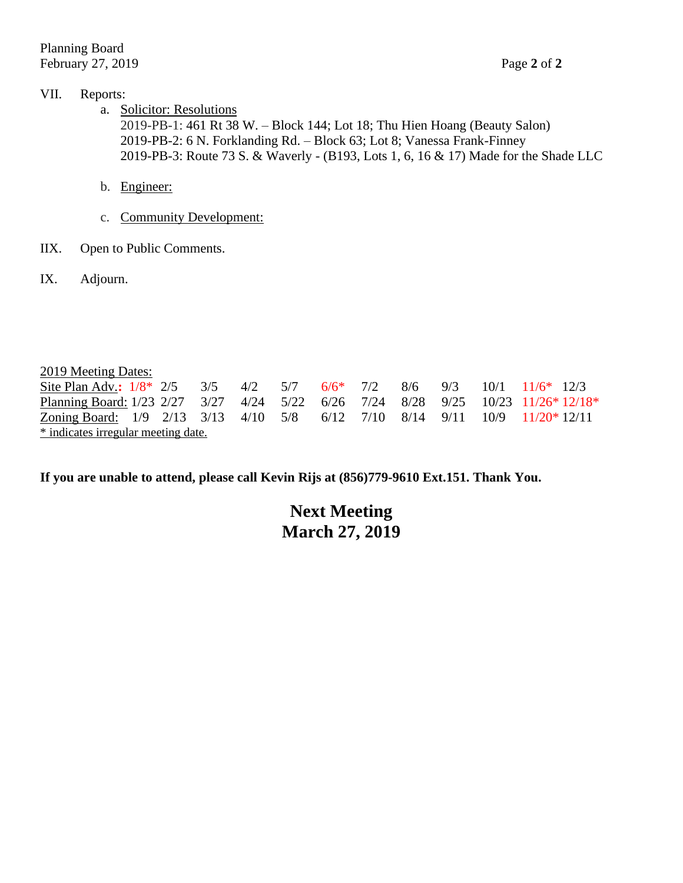VII. Reports:

a. Solicitor: Resolutions
2019-PB-1: 461 Rt 38 W. – Block 144; Lot 18; Thu Hien Hoang (Beauty Salon)
2019-PB-2: 6 N. Forklanding Rd. – Block 63; Lot 8; Vanessa Frank-Finney
2019-PB-3: Route 73 S. & Waverly - (B193, Lots 1, 6, 16 & 17) Made for the Shade LLC

b. Engineer:

c. Community Development:

IIX. Open to Public Comments.

IX. Adjourn.

2019 Meeting Dates:

| | | | | | | | | | | | | |
|---|---|---|---|---|---|---|---|---|---|---|---|---|
| Site Plan Adv.: | 1/8* | 2/5 | 3/5 | 4/2 | 5/7 | 6/6* | 7/2 | 8/6 | 9/3 | 10/1 | 11/6* | 12/3 |
| Planning Board: | 1/23 | 2/27 | 3/27 | 4/24 | 5/22 | 6/26 | 7/24 | 8/28 | 9/25 | 10/23 | 11/26* | 12/18* |
| Zoning Board: | 1/9 | 2/13 | 3/13 | 4/10 | 5/8 | 6/12 | 7/10 | 8/14 | 9/11 | 10/9 | 11/20* | 12/11 |

* indicates irregular meeting date.

**If you are unable to attend, please call Kevin Rijs at (856)779-9610 Ext.151. Thank You.**

**Next Meeting**
**March 27, 2019**